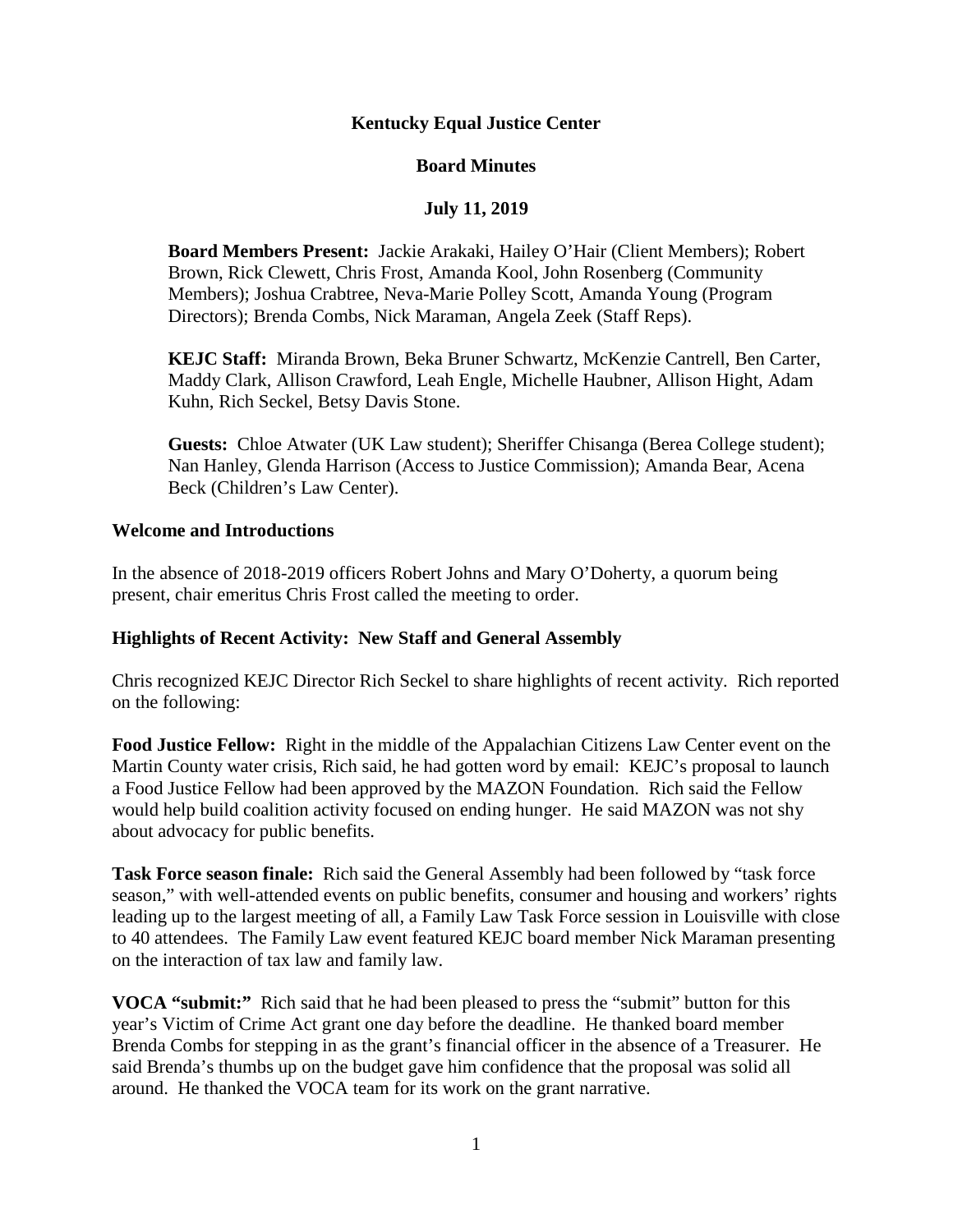# Kentucky Equal Justice Center

## Board Minutes

### July 11, 2019

**Board Members Present:** Jackie Arakaki, Hailey O'Hair (Client Members); Robert Brown, Rick Clewett, Chris Frost, Amanda Kool, John Rosenberg (Community Members); Joshua Crabtree, Neva-Marie Polley Scott, Amanda Young (Program Directors); Brenda Combs, Nick Maraman, Angela Zeek (Staff Reps).

**KEJC Staff:** Miranda Brown, Beka Bruner Schwartz, McKenzie Cantrell, Ben Carter, Maddy Clark, Allison Crawford, Leah Engle, Michelle Haubner, Allison Hight, Adam Kuhn, Rich Seckel, Betsy Davis Stone.

**Guests:** Chloe Atwater (UK Law student); Sheriffer Chisanga (Berea College student); Nan Hanley, Glenda Harrison (Access to Justice Commission); Amanda Bear, Acena Beck (Children's Law Center).

**Welcome and Introductions**

In the absence of 2018-2019 officers Robert Johns and Mary O'Doherty, a quorum being present, chair emeritus Chris Frost called the meeting to order.

**Highlights of Recent Activity: New Staff and General Assembly**

Chris recognized KEJC Director Rich Seckel to share highlights of recent activity. Rich reported on the following:

**Food Justice Fellow:** Right in the middle of the Appalachian Citizens Law Center event on the Martin County water crisis, Rich said, he had gotten word by email: KEJC's proposal to launch a Food Justice Fellow had been approved by the MAZON Foundation. Rich said the Fellow would help build coalition activity focused on ending hunger. He said MAZON was not shy about advocacy for public benefits.

**Task Force season finale:** Rich said the General Assembly had been followed by "task force season," with well-attended events on public benefits, consumer and housing and workers' rights leading up to the largest meeting of all, a Family Law Task Force session in Louisville with close to 40 attendees. The Family Law event featured KEJC board member Nick Maraman presenting on the interaction of tax law and family law.

**VOCA "submit:"** Rich said that he had been pleased to press the "submit" button for this year's Victim of Crime Act grant one day before the deadline. He thanked board member Brenda Combs for stepping in as the grant's financial officer in the absence of a Treasurer. He said Brenda's thumbs up on the budget gave him confidence that the proposal was solid all around. He thanked the VOCA team for its work on the grant narrative.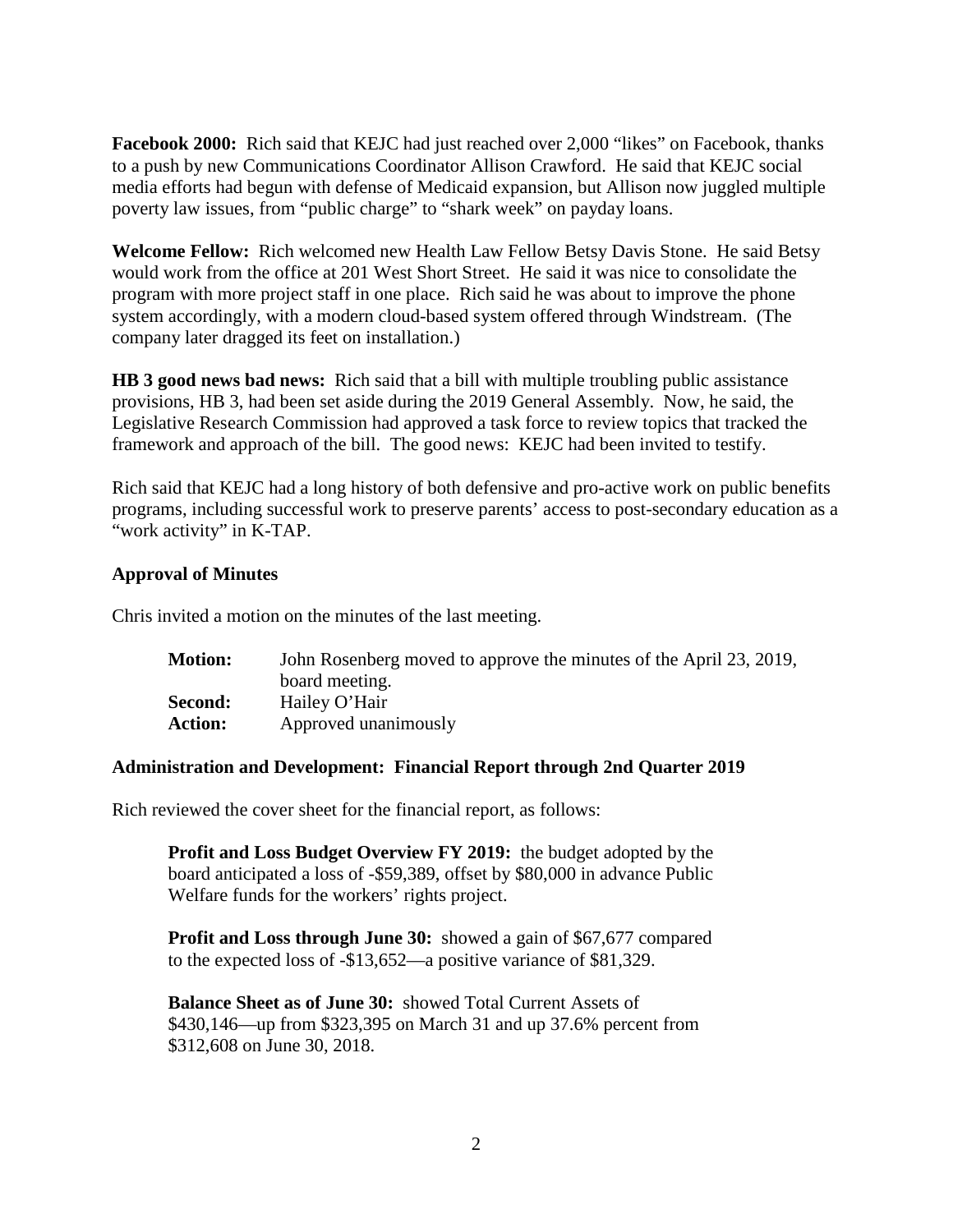**Facebook 2000:** Rich said that KEJC had just reached over 2,000 "likes" on Facebook, thanks to a push by new Communications Coordinator Allison Crawford. He said that KEJC social media efforts had begun with defense of Medicaid expansion, but Allison now juggled multiple poverty law issues, from "public charge" to "shark week" on payday loans.

**Welcome Fellow:** Rich welcomed new Health Law Fellow Betsy Davis Stone. He said Betsy would work from the office at 201 West Short Street. He said it was nice to consolidate the program with more project staff in one place. Rich said he was about to improve the phone system accordingly, with a modern cloud-based system offered through Windstream. (The company later dragged its feet on installation.)

**HB 3 good news bad news:** Rich said that a bill with multiple troubling public assistance provisions, HB 3, had been set aside during the 2019 General Assembly. Now, he said, the Legislative Research Commission had approved a task force to review topics that tracked the framework and approach of the bill. The good news: KEJC had been invited to testify.

Rich said that KEJC had a long history of both defensive and pro-active work on public benefits programs, including successful work to preserve parents' access to post-secondary education as a "work activity" in K-TAP.

### Approval of Minutes

Chris invited a motion on the minutes of the last meeting.

**Motion:** John Rosenberg moved to approve the minutes of the April 23, 2019, board meeting.
**Second:** Hailey O'Hair
**Action:** Approved unanimously

### Administration and Development: Financial Report through 2nd Quarter 2019

Rich reviewed the cover sheet for the financial report, as follows:

> **Profit and Loss Budget Overview FY 2019:** the budget adopted by the board anticipated a loss of -$59,389, offset by $80,000 in advance Public Welfare funds for the workers' rights project.
>
> **Profit and Loss through June 30:** showed a gain of $67,677 compared to the expected loss of -$13,652—a positive variance of $81,329.
>
> **Balance Sheet as of June 30:** showed Total Current Assets of $430,146—up from $323,395 on March 31 and up 37.6% percent from $312,608 on June 30, 2018.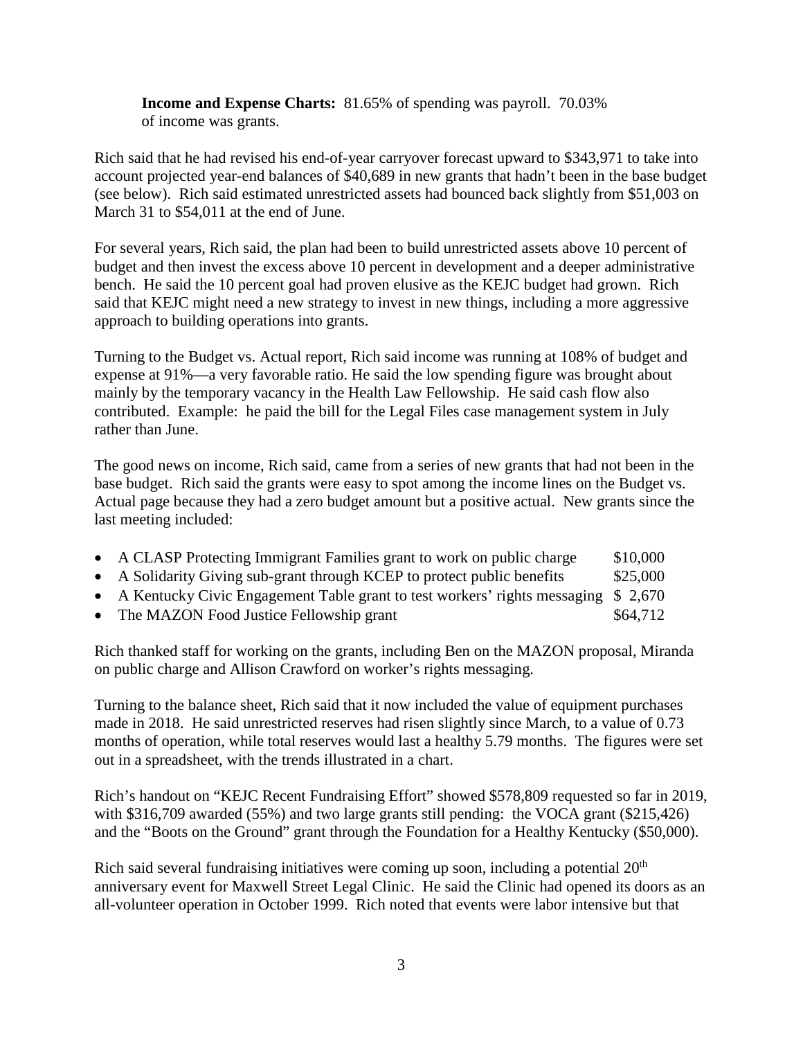**Income and Expense Charts:** 81.65% of spending was payroll. 70.03% of income was grants.

Rich said that he had revised his end-of-year carryover forecast upward to $343,971 to take into account projected year-end balances of $40,689 in new grants that hadn't been in the base budget (see below). Rich said estimated unrestricted assets had bounced back slightly from $51,003 on March 31 to $54,011 at the end of June.

For several years, Rich said, the plan had been to build unrestricted assets above 10 percent of budget and then invest the excess above 10 percent in development and a deeper administrative bench. He said the 10 percent goal had proven elusive as the KEJC budget had grown. Rich said that KEJC might need a new strategy to invest in new things, including a more aggressive approach to building operations into grants.

Turning to the Budget vs. Actual report, Rich said income was running at 108% of budget and expense at 91%—a very favorable ratio. He said the low spending figure was brought about mainly by the temporary vacancy in the Health Law Fellowship. He said cash flow also contributed. Example: he paid the bill for the Legal Files case management system in July rather than June.

The good news on income, Rich said, came from a series of new grants that had not been in the base budget. Rich said the grants were easy to spot among the income lines on the Budget vs. Actual page because they had a zero budget amount but a positive actual. New grants since the last meeting included:

- A CLASP Protecting Immigrant Families grant to work on public charge $10,000
- A Solidarity Giving sub-grant through KCEP to protect public benefits $25,000
- A Kentucky Civic Engagement Table grant to test workers' rights messaging $ 2,670
- The MAZON Food Justice Fellowship grant $64,712

Rich thanked staff for working on the grants, including Ben on the MAZON proposal, Miranda on public charge and Allison Crawford on worker's rights messaging.

Turning to the balance sheet, Rich said that it now included the value of equipment purchases made in 2018. He said unrestricted reserves had risen slightly since March, to a value of 0.73 months of operation, while total reserves would last a healthy 5.79 months. The figures were set out in a spreadsheet, with the trends illustrated in a chart.

Rich's handout on "KEJC Recent Fundraising Effort" showed $578,809 requested so far in 2019, with $316,709 awarded (55%) and two large grants still pending: the VOCA grant ($215,426) and the "Boots on the Ground" grant through the Foundation for a Healthy Kentucky ($50,000).

Rich said several fundraising initiatives were coming up soon, including a potential 20th anniversary event for Maxwell Street Legal Clinic. He said the Clinic had opened its doors as an all-volunteer operation in October 1999. Rich noted that events were labor intensive but that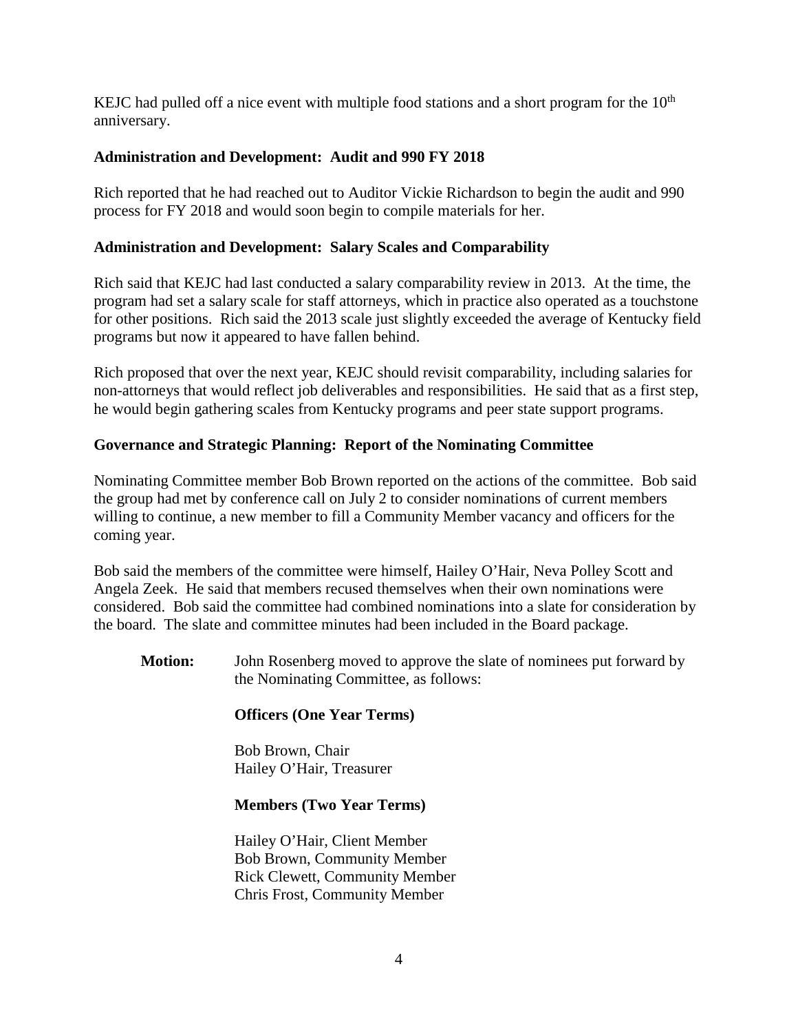KEJC had pulled off a nice event with multiple food stations and a short program for the 10th anniversary.

**Administration and Development: Audit and 990 FY 2018**

Rich reported that he had reached out to Auditor Vickie Richardson to begin the audit and 990 process for FY 2018 and would soon begin to compile materials for her.

**Administration and Development: Salary Scales and Comparability**

Rich said that KEJC had last conducted a salary comparability review in 2013. At the time, the program had set a salary scale for staff attorneys, which in practice also operated as a touchstone for other positions. Rich said the 2013 scale just slightly exceeded the average of Kentucky field programs but now it appeared to have fallen behind.

Rich proposed that over the next year, KEJC should revisit comparability, including salaries for non-attorneys that would reflect job deliverables and responsibilities. He said that as a first step, he would begin gathering scales from Kentucky programs and peer state support programs.

**Governance and Strategic Planning: Report of the Nominating Committee**

Nominating Committee member Bob Brown reported on the actions of the committee. Bob said the group had met by conference call on July 2 to consider nominations of current members willing to continue, a new member to fill a Community Member vacancy and officers for the coming year.

Bob said the members of the committee were himself, Hailey O'Hair, Neva Polley Scott and Angela Zeek. He said that members recused themselves when their own nominations were considered. Bob said the committee had combined nominations into a slate for consideration by the board. The slate and committee minutes had been included in the Board package.

**Motion:** John Rosenberg moved to approve the slate of nominees put forward by the Nominating Committee, as follows:

**Officers (One Year Terms)**

Bob Brown, Chair
Hailey O'Hair, Treasurer

**Members (Two Year Terms)**

Hailey O'Hair, Client Member
Bob Brown, Community Member
Rick Clewett, Community Member
Chris Frost, Community Member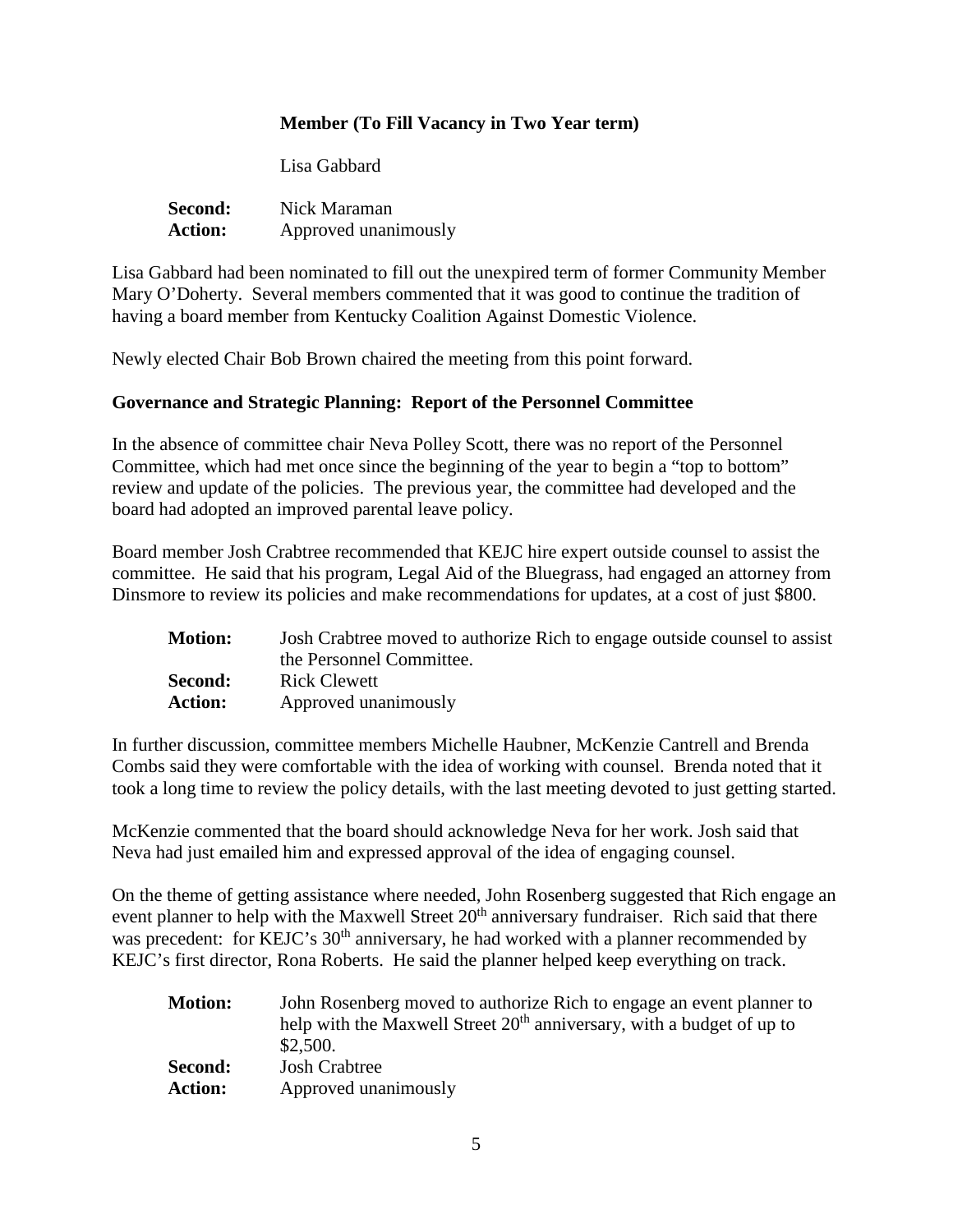**Member (To Fill Vacancy in Two Year term)**

Lisa Gabbard

**Second:** Nick Maraman
**Action:** Approved unanimously

Lisa Gabbard had been nominated to fill out the unexpired term of former Community Member Mary O'Doherty. Several members commented that it was good to continue the tradition of having a board member from Kentucky Coalition Against Domestic Violence.

Newly elected Chair Bob Brown chaired the meeting from this point forward.

**Governance and Strategic Planning: Report of the Personnel Committee**

In the absence of committee chair Neva Polley Scott, there was no report of the Personnel Committee, which had met once since the beginning of the year to begin a "top to bottom" review and update of the policies. The previous year, the committee had developed and the board had adopted an improved parental leave policy.

Board member Josh Crabtree recommended that KEJC hire expert outside counsel to assist the committee. He said that his program, Legal Aid of the Bluegrass, had engaged an attorney from Dinsmore to review its policies and make recommendations for updates, at a cost of just $800.

**Motion:** Josh Crabtree moved to authorize Rich to engage outside counsel to assist the Personnel Committee.
**Second:** Rick Clewett
**Action:** Approved unanimously

In further discussion, committee members Michelle Haubner, McKenzie Cantrell and Brenda Combs said they were comfortable with the idea of working with counsel. Brenda noted that it took a long time to review the policy details, with the last meeting devoted to just getting started.

McKenzie commented that the board should acknowledge Neva for her work. Josh said that Neva had just emailed him and expressed approval of the idea of engaging counsel.

On the theme of getting assistance where needed, John Rosenberg suggested that Rich engage an event planner to help with the Maxwell Street 20th anniversary fundraiser. Rich said that there was precedent: for KEJC's 30th anniversary, he had worked with a planner recommended by KEJC's first director, Rona Roberts. He said the planner helped keep everything on track.

**Motion:** John Rosenberg moved to authorize Rich to engage an event planner to help with the Maxwell Street 20th anniversary, with a budget of up to $2,500.
**Second:** Josh Crabtree
**Action:** Approved unanimously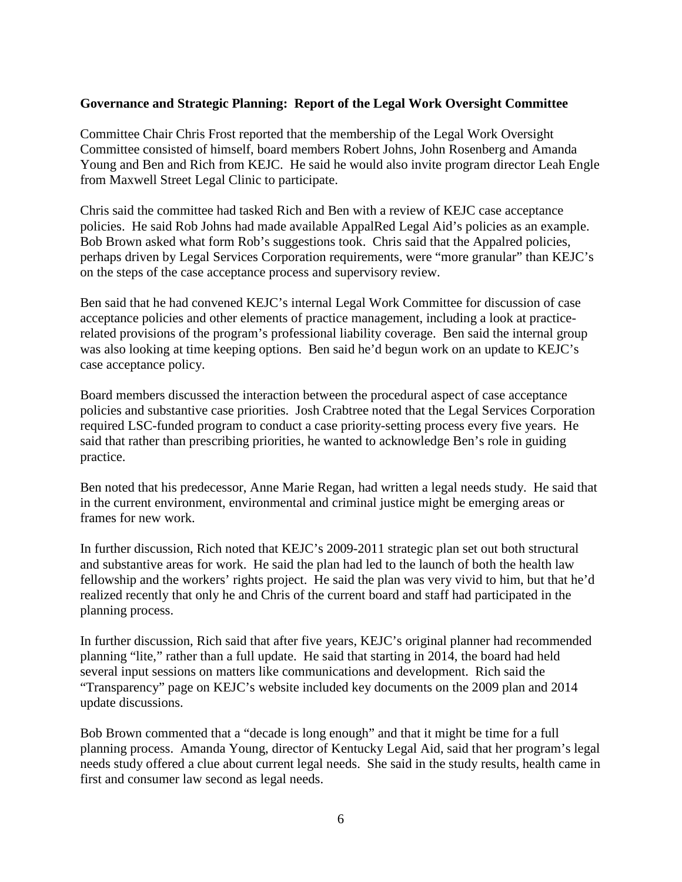**Governance and Strategic Planning: Report of the Legal Work Oversight Committee**

Committee Chair Chris Frost reported that the membership of the Legal Work Oversight Committee consisted of himself, board members Robert Johns, John Rosenberg and Amanda Young and Ben and Rich from KEJC. He said he would also invite program director Leah Engle from Maxwell Street Legal Clinic to participate.

Chris said the committee had tasked Rich and Ben with a review of KEJC case acceptance policies. He said Rob Johns had made available AppalRed Legal Aid's policies as an example. Bob Brown asked what form Rob's suggestions took. Chris said that the Appalred policies, perhaps driven by Legal Services Corporation requirements, were "more granular" than KEJC's on the steps of the case acceptance process and supervisory review.

Ben said that he had convened KEJC's internal Legal Work Committee for discussion of case acceptance policies and other elements of practice management, including a look at practice-related provisions of the program's professional liability coverage. Ben said the internal group was also looking at time keeping options. Ben said he'd begun work on an update to KEJC's case acceptance policy.

Board members discussed the interaction between the procedural aspect of case acceptance policies and substantive case priorities. Josh Crabtree noted that the Legal Services Corporation required LSC-funded program to conduct a case priority-setting process every five years. He said that rather than prescribing priorities, he wanted to acknowledge Ben's role in guiding practice.

Ben noted that his predecessor, Anne Marie Regan, had written a legal needs study. He said that in the current environment, environmental and criminal justice might be emerging areas or frames for new work.

In further discussion, Rich noted that KEJC's 2009-2011 strategic plan set out both structural and substantive areas for work. He said the plan had led to the launch of both the health law fellowship and the workers' rights project. He said the plan was very vivid to him, but that he'd realized recently that only he and Chris of the current board and staff had participated in the planning process.

In further discussion, Rich said that after five years, KEJC's original planner had recommended planning "lite," rather than a full update. He said that starting in 2014, the board had held several input sessions on matters like communications and development. Rich said the "Transparency" page on KEJC's website included key documents on the 2009 plan and 2014 update discussions.

Bob Brown commented that a "decade is long enough" and that it might be time for a full planning process. Amanda Young, director of Kentucky Legal Aid, said that her program's legal needs study offered a clue about current legal needs. She said in the study results, health came in first and consumer law second as legal needs.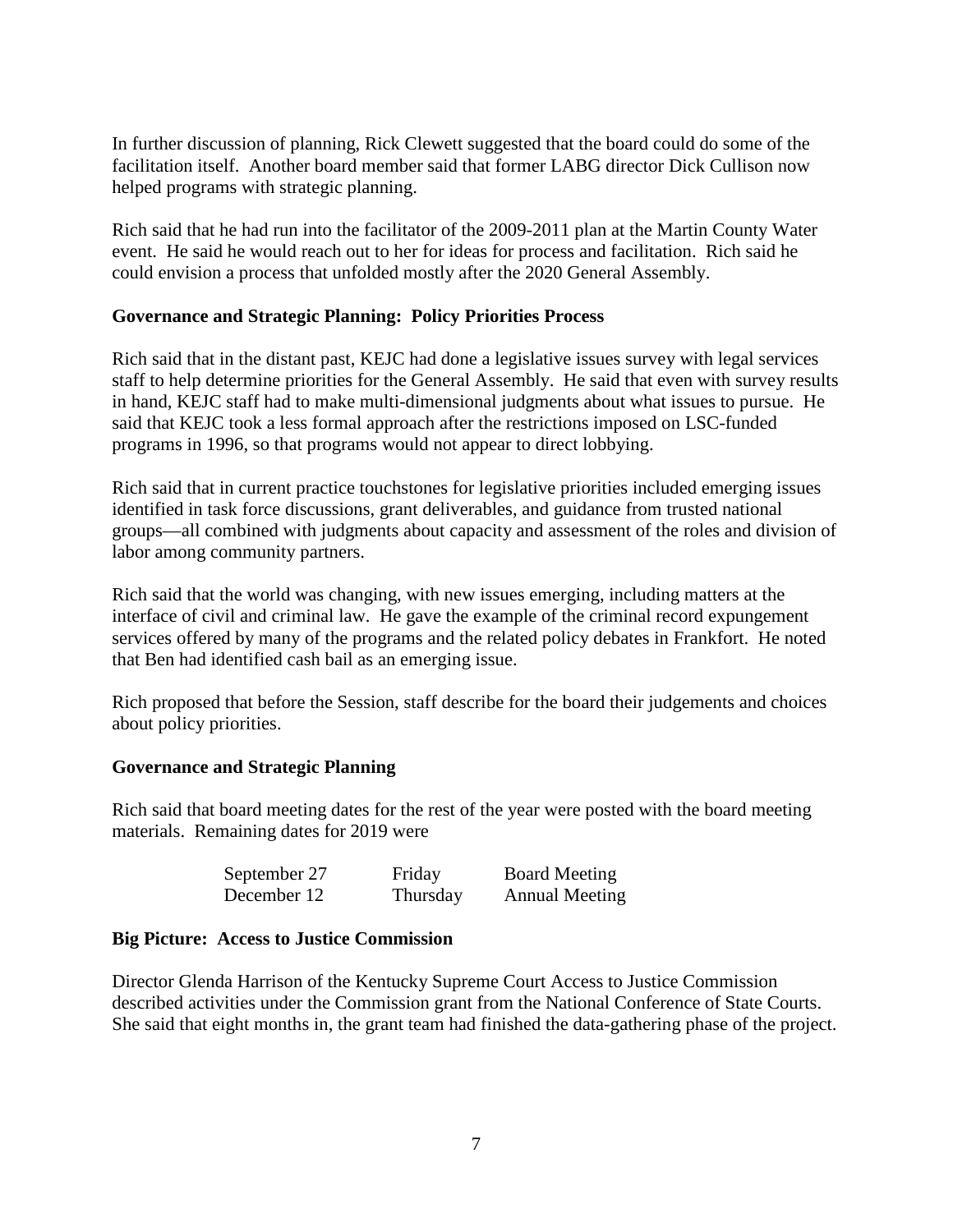In further discussion of planning, Rick Clewett suggested that the board could do some of the facilitation itself. Another board member said that former LABG director Dick Cullison now helped programs with strategic planning.

Rich said that he had run into the facilitator of the 2009-2011 plan at the Martin County Water event. He said he would reach out to her for ideas for process and facilitation. Rich said he could envision a process that unfolded mostly after the 2020 General Assembly.

**Governance and Strategic Planning: Policy Priorities Process**

Rich said that in the distant past, KEJC had done a legislative issues survey with legal services staff to help determine priorities for the General Assembly. He said that even with survey results in hand, KEJC staff had to make multi-dimensional judgments about what issues to pursue. He said that KEJC took a less formal approach after the restrictions imposed on LSC-funded programs in 1996, so that programs would not appear to direct lobbying.

Rich said that in current practice touchstones for legislative priorities included emerging issues identified in task force discussions, grant deliverables, and guidance from trusted national groups—all combined with judgments about capacity and assessment of the roles and division of labor among community partners.

Rich said that the world was changing, with new issues emerging, including matters at the interface of civil and criminal law. He gave the example of the criminal record expungement services offered by many of the programs and the related policy debates in Frankfort. He noted that Ben had identified cash bail as an emerging issue.

Rich proposed that before the Session, staff describe for the board their judgements and choices about policy priorities.

**Governance and Strategic Planning**

Rich said that board meeting dates for the rest of the year were posted with the board meeting materials. Remaining dates for 2019 were

| | | |
|---|---|---|
| September 27 | Friday | Board Meeting |
| December 12 | Thursday | Annual Meeting |

**Big Picture: Access to Justice Commission**

Director Glenda Harrison of the Kentucky Supreme Court Access to Justice Commission described activities under the Commission grant from the National Conference of State Courts. She said that eight months in, the grant team had finished the data-gathering phase of the project.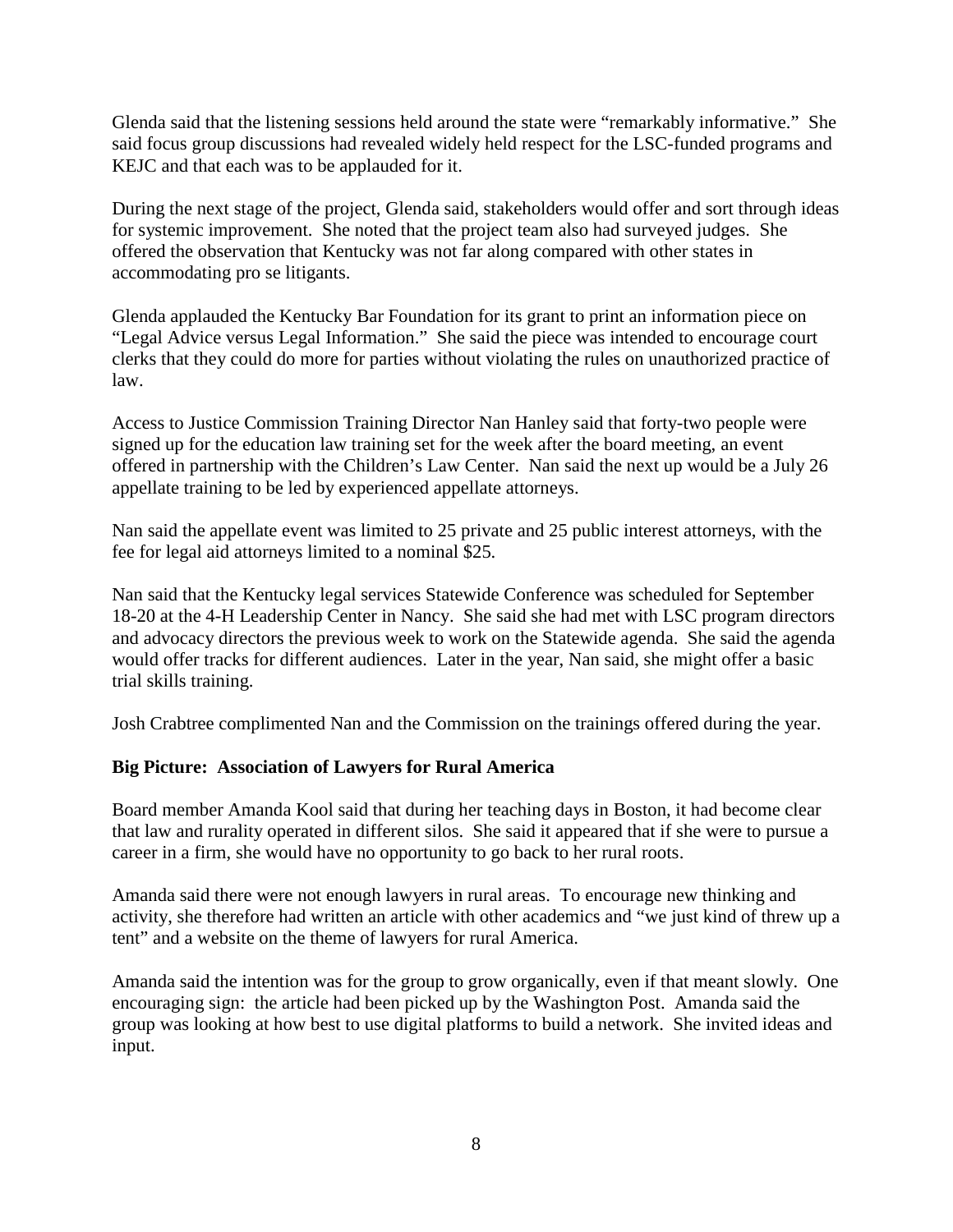Glenda said that the listening sessions held around the state were "remarkably informative." She said focus group discussions had revealed widely held respect for the LSC-funded programs and KEJC and that each was to be applauded for it.

During the next stage of the project, Glenda said, stakeholders would offer and sort through ideas for systemic improvement. She noted that the project team also had surveyed judges. She offered the observation that Kentucky was not far along compared with other states in accommodating pro se litigants.

Glenda applauded the Kentucky Bar Foundation for its grant to print an information piece on "Legal Advice versus Legal Information." She said the piece was intended to encourage court clerks that they could do more for parties without violating the rules on unauthorized practice of law.

Access to Justice Commission Training Director Nan Hanley said that forty-two people were signed up for the education law training set for the week after the board meeting, an event offered in partnership with the Children's Law Center. Nan said the next up would be a July 26 appellate training to be led by experienced appellate attorneys.

Nan said the appellate event was limited to 25 private and 25 public interest attorneys, with the fee for legal aid attorneys limited to a nominal $25.

Nan said that the Kentucky legal services Statewide Conference was scheduled for September 18-20 at the 4-H Leadership Center in Nancy. She said she had met with LSC program directors and advocacy directors the previous week to work on the Statewide agenda. She said the agenda would offer tracks for different audiences. Later in the year, Nan said, she might offer a basic trial skills training.

Josh Crabtree complimented Nan and the Commission on the trainings offered during the year.

**Big Picture: Association of Lawyers for Rural America**

Board member Amanda Kool said that during her teaching days in Boston, it had become clear that law and rurality operated in different silos. She said it appeared that if she were to pursue a career in a firm, she would have no opportunity to go back to her rural roots.

Amanda said there were not enough lawyers in rural areas. To encourage new thinking and activity, she therefore had written an article with other academics and "we just kind of threw up a tent" and a website on the theme of lawyers for rural America.

Amanda said the intention was for the group to grow organically, even if that meant slowly. One encouraging sign: the article had been picked up by the Washington Post. Amanda said the group was looking at how best to use digital platforms to build a network. She invited ideas and input.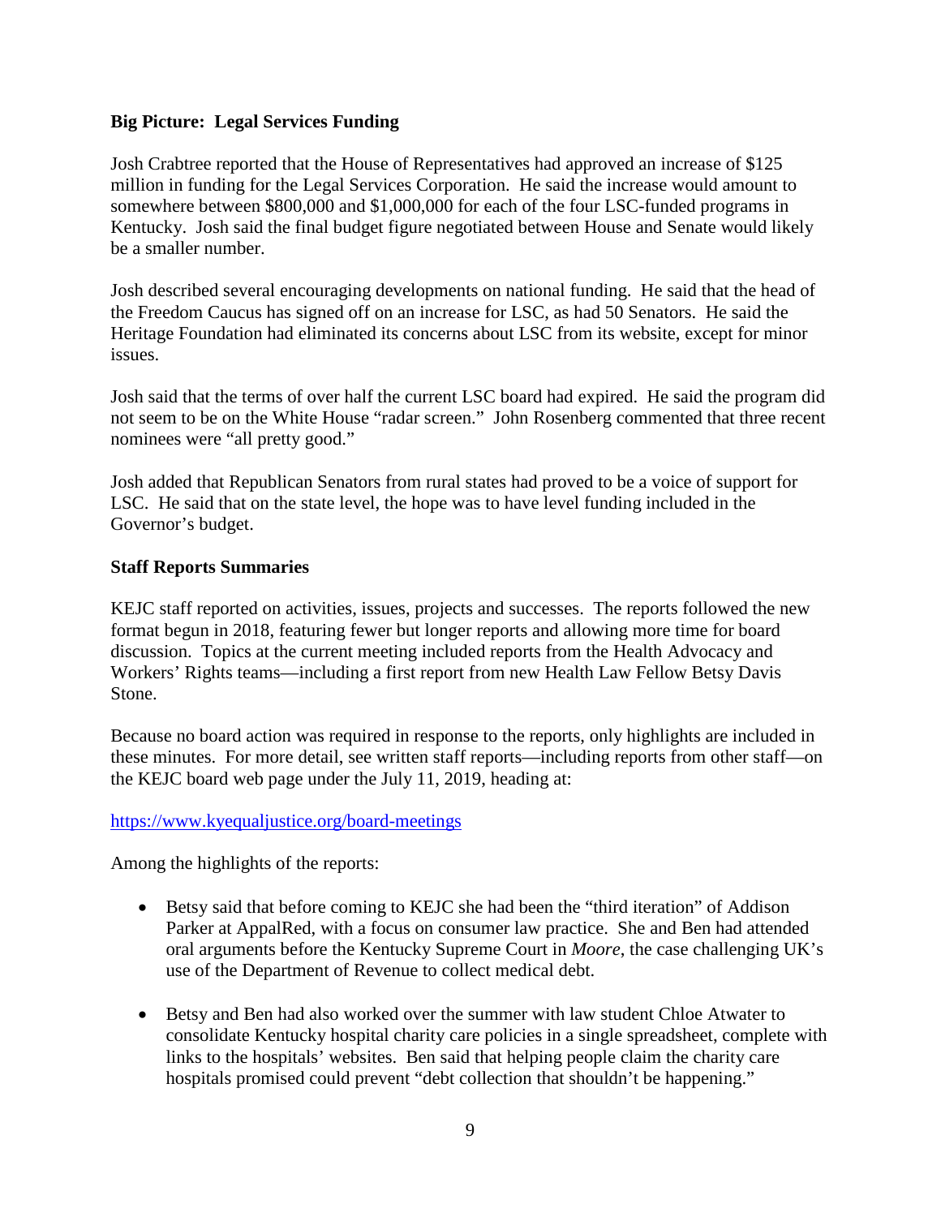**Big Picture: Legal Services Funding**

Josh Crabtree reported that the House of Representatives had approved an increase of $125 million in funding for the Legal Services Corporation. He said the increase would amount to somewhere between $800,000 and $1,000,000 for each of the four LSC-funded programs in Kentucky. Josh said the final budget figure negotiated between House and Senate would likely be a smaller number.

Josh described several encouraging developments on national funding. He said that the head of the Freedom Caucus has signed off on an increase for LSC, as had 50 Senators. He said the Heritage Foundation had eliminated its concerns about LSC from its website, except for minor issues.

Josh said that the terms of over half the current LSC board had expired. He said the program did not seem to be on the White House "radar screen." John Rosenberg commented that three recent nominees were "all pretty good."

Josh added that Republican Senators from rural states had proved to be a voice of support for LSC. He said that on the state level, the hope was to have level funding included in the Governor's budget.

**Staff Reports Summaries**

KEJC staff reported on activities, issues, projects and successes. The reports followed the new format begun in 2018, featuring fewer but longer reports and allowing more time for board discussion. Topics at the current meeting included reports from the Health Advocacy and Workers' Rights teams—including a first report from new Health Law Fellow Betsy Davis Stone.

Because no board action was required in response to the reports, only highlights are included in these minutes. For more detail, see written staff reports—including reports from other staff—on the KEJC board web page under the July 11, 2019, heading at:

https://www.kyequaljustice.org/board-meetings

Among the highlights of the reports:

- Betsy said that before coming to KEJC she had been the "third iteration" of Addison Parker at AppalRed, with a focus on consumer law practice. She and Ben had attended oral arguments before the Kentucky Supreme Court in *Moore*, the case challenging UK's use of the Department of Revenue to collect medical debt.

- Betsy and Ben had also worked over the summer with law student Chloe Atwater to consolidate Kentucky hospital charity care policies in a single spreadsheet, complete with links to the hospitals' websites. Ben said that helping people claim the charity care hospitals promised could prevent "debt collection that shouldn't be happening."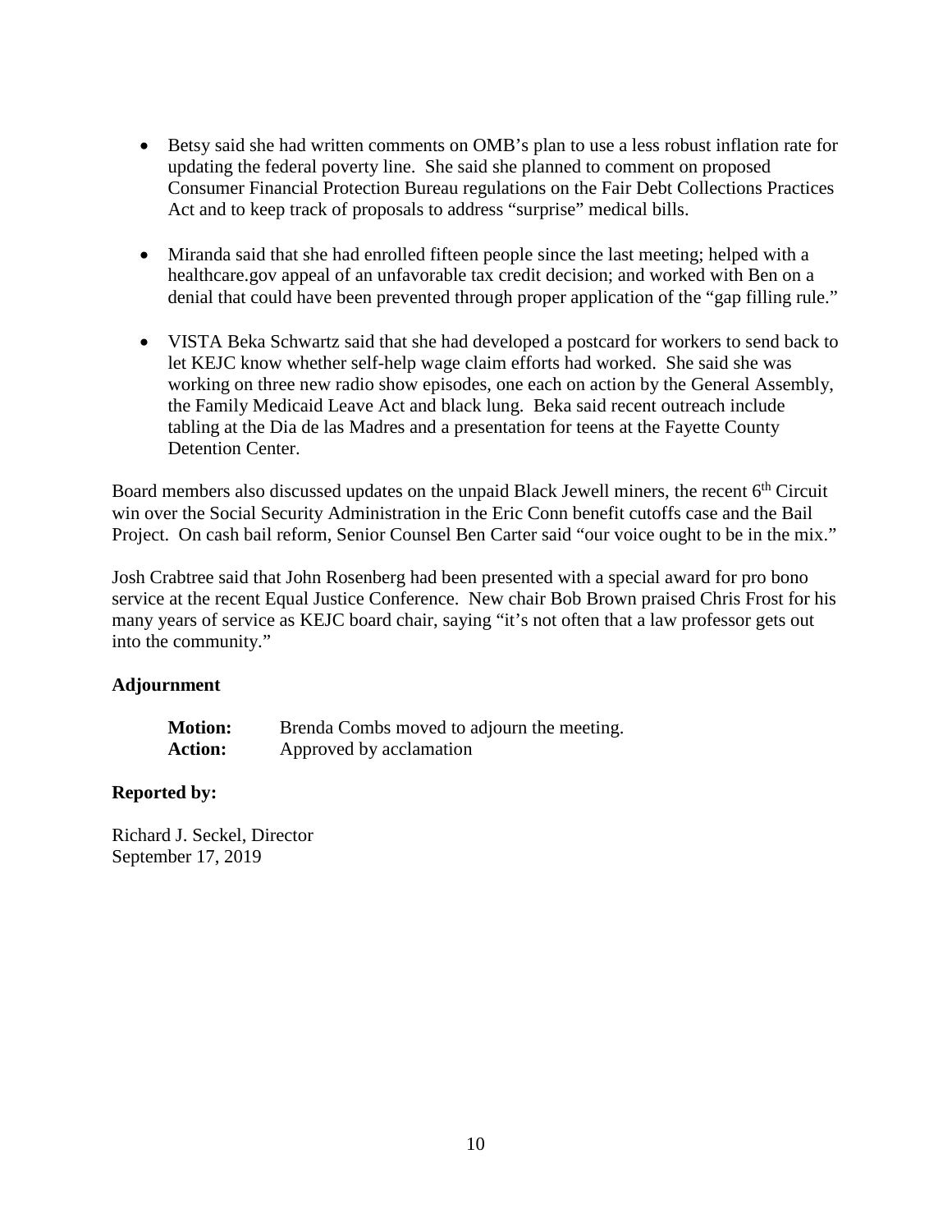- Betsy said she had written comments on OMB's plan to use a less robust inflation rate for updating the federal poverty line. She said she planned to comment on proposed Consumer Financial Protection Bureau regulations on the Fair Debt Collections Practices Act and to keep track of proposals to address "surprise" medical bills.

- Miranda said that she had enrolled fifteen people since the last meeting; helped with a healthcare.gov appeal of an unfavorable tax credit decision; and worked with Ben on a denial that could have been prevented through proper application of the "gap filling rule."

- VISTA Beka Schwartz said that she had developed a postcard for workers to send back to let KEJC know whether self-help wage claim efforts had worked. She said she was working on three new radio show episodes, one each on action by the General Assembly, the Family Medicaid Leave Act and black lung. Beka said recent outreach include tabling at the Dia de las Madres and a presentation for teens at the Fayette County Detention Center.

Board members also discussed updates on the unpaid Black Jewell miners, the recent 6th Circuit win over the Social Security Administration in the Eric Conn benefit cutoffs case and the Bail Project. On cash bail reform, Senior Counsel Ben Carter said "our voice ought to be in the mix."

Josh Crabtree said that John Rosenberg had been presented with a special award for pro bono service at the recent Equal Justice Conference. New chair Bob Brown praised Chris Frost for his many years of service as KEJC board chair, saying "it's not often that a law professor gets out into the community."

**Adjournment**

**Motion:** Brenda Combs moved to adjourn the meeting.
**Action:** Approved by acclamation

**Reported by:**

Richard J. Seckel, Director
September 17, 2019